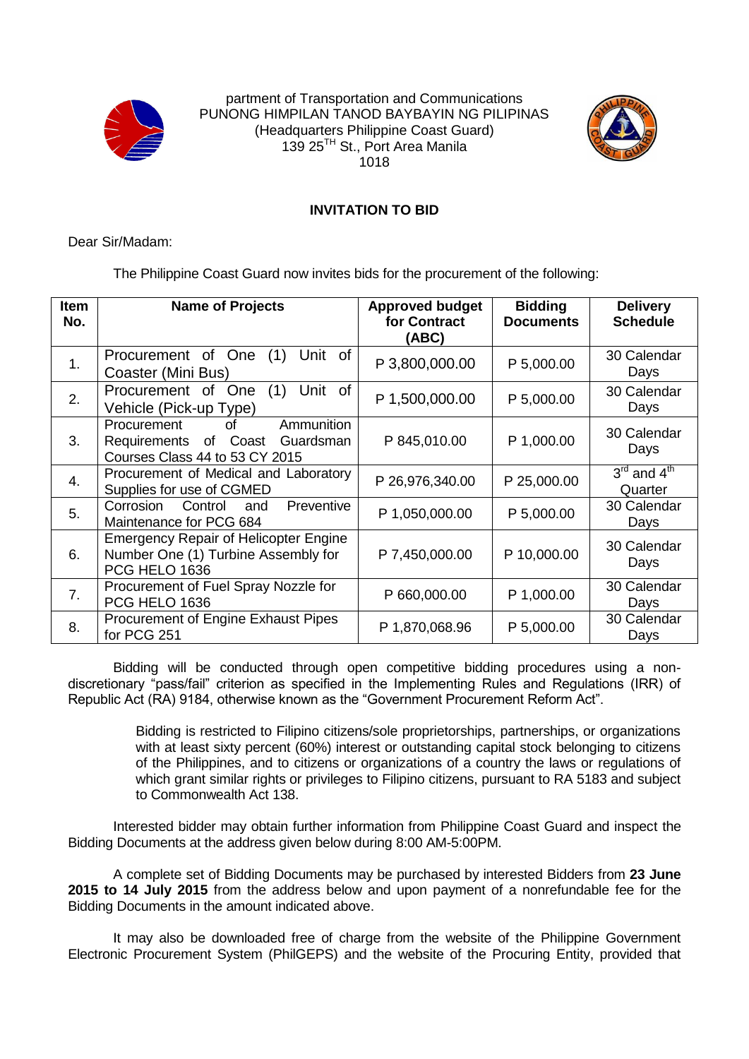partment of Transportation and Communications
PUNONG HIMPILAN TANOD BAYBAYIN NG PILIPINAS
(Headquarters Philippine Coast Guard)
139 25TH St., Port Area Manila
1018

**INVITATION TO BID**

Dear Sir/Madam:

The Philippine Coast Guard now invites bids for the procurement of the following:

| Item No. | Name of Projects | Approved budget for Contract (ABC) | Bidding Documents | Delivery Schedule |
|---|---|---|---|---|
| 1. | Procurement of One (1) Unit of Coaster (Mini Bus) | P 3,800,000.00 | P 5,000.00 | 30 Calendar Days |
| 2. | Procurement of One (1) Unit of Vehicle (Pick-up Type) | P 1,500,000.00 | P 5,000.00 | 30 Calendar Days |
| 3. | Procurement of Ammunition Requirements of Coast Guardsman Courses Class 44 to 53 CY 2015 | P 845,010.00 | P 1,000.00 | 30 Calendar Days |
| 4. | Procurement of Medical and Laboratory Supplies for use of CGMED | P 26,976,340.00 | P 25,000.00 | 3rd and 4th Quarter |
| 5. | Corrosion Control and Preventive Maintenance for PCG 684 | P 1,050,000.00 | P 5,000.00 | 30 Calendar Days |
| 6. | Emergency Repair of Helicopter Engine Number One (1) Turbine Assembly for PCG HELO 1636 | P 7,450,000.00 | P 10,000.00 | 30 Calendar Days |
| 7. | Procurement of Fuel Spray Nozzle for PCG HELO 1636 | P 660,000.00 | P 1,000.00 | 30 Calendar Days |
| 8. | Procurement of Engine Exhaust Pipes for PCG 251 | P 1,870,068.96 | P 5,000.00 | 30 Calendar Days |

Bidding will be conducted through open competitive bidding procedures using a non-discretionary "pass/fail" criterion as specified in the Implementing Rules and Regulations (IRR) of Republic Act (RA) 9184, otherwise known as the "Government Procurement Reform Act".

> Bidding is restricted to Filipino citizens/sole proprietorships, partnerships, or organizations with at least sixty percent (60%) interest or outstanding capital stock belonging to citizens of the Philippines, and to citizens or organizations of a country the laws or regulations of which grant similar rights or privileges to Filipino citizens, pursuant to RA 5183 and subject to Commonwealth Act 138.

Interested bidder may obtain further information from Philippine Coast Guard and inspect the Bidding Documents at the address given below during 8:00 AM-5:00PM.

A complete set of Bidding Documents may be purchased by interested Bidders from **23 June 2015 to 14 July 2015** from the address below and upon payment of a nonrefundable fee for the Bidding Documents in the amount indicated above.

It may also be downloaded free of charge from the website of the Philippine Government Electronic Procurement System (PhilGEPS) and the website of the Procuring Entity, provided that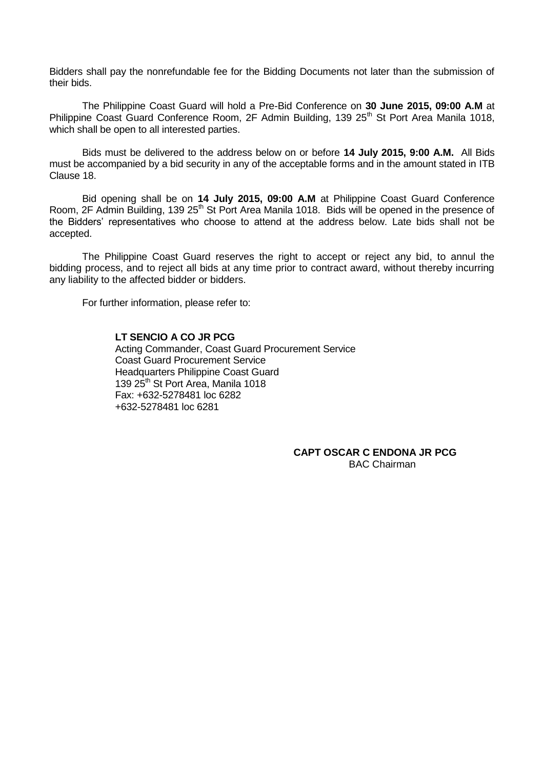Bidders shall pay the nonrefundable fee for the Bidding Documents not later than the submission of their bids.

The Philippine Coast Guard will hold a Pre-Bid Conference on **30 June 2015, 09:00 A.M** at Philippine Coast Guard Conference Room, 2F Admin Building, 139 25th St Port Area Manila 1018, which shall be open to all interested parties.

Bids must be delivered to the address below on or before **14 July 2015, 9:00 A.M.** All Bids must be accompanied by a bid security in any of the acceptable forms and in the amount stated in ITB Clause 18.

Bid opening shall be on **14 July 2015, 09:00 A.M** at Philippine Coast Guard Conference Room, 2F Admin Building, 139 25th St Port Area Manila 1018. Bids will be opened in the presence of the Bidders' representatives who choose to attend at the address below. Late bids shall not be accepted.

The Philippine Coast Guard reserves the right to accept or reject any bid, to annul the bidding process, and to reject all bids at any time prior to contract award, without thereby incurring any liability to the affected bidder or bidders.

For further information, please refer to:

**LT SENCIO A CO JR PCG**
Acting Commander, Coast Guard Procurement Service
Coast Guard Procurement Service
Headquarters Philippine Coast Guard
139 25th St Port Area, Manila 1018
Fax: +632-5278481 loc 6282
+632-5278481 loc 6281

**CAPT OSCAR C ENDONA JR PCG**
BAC Chairman